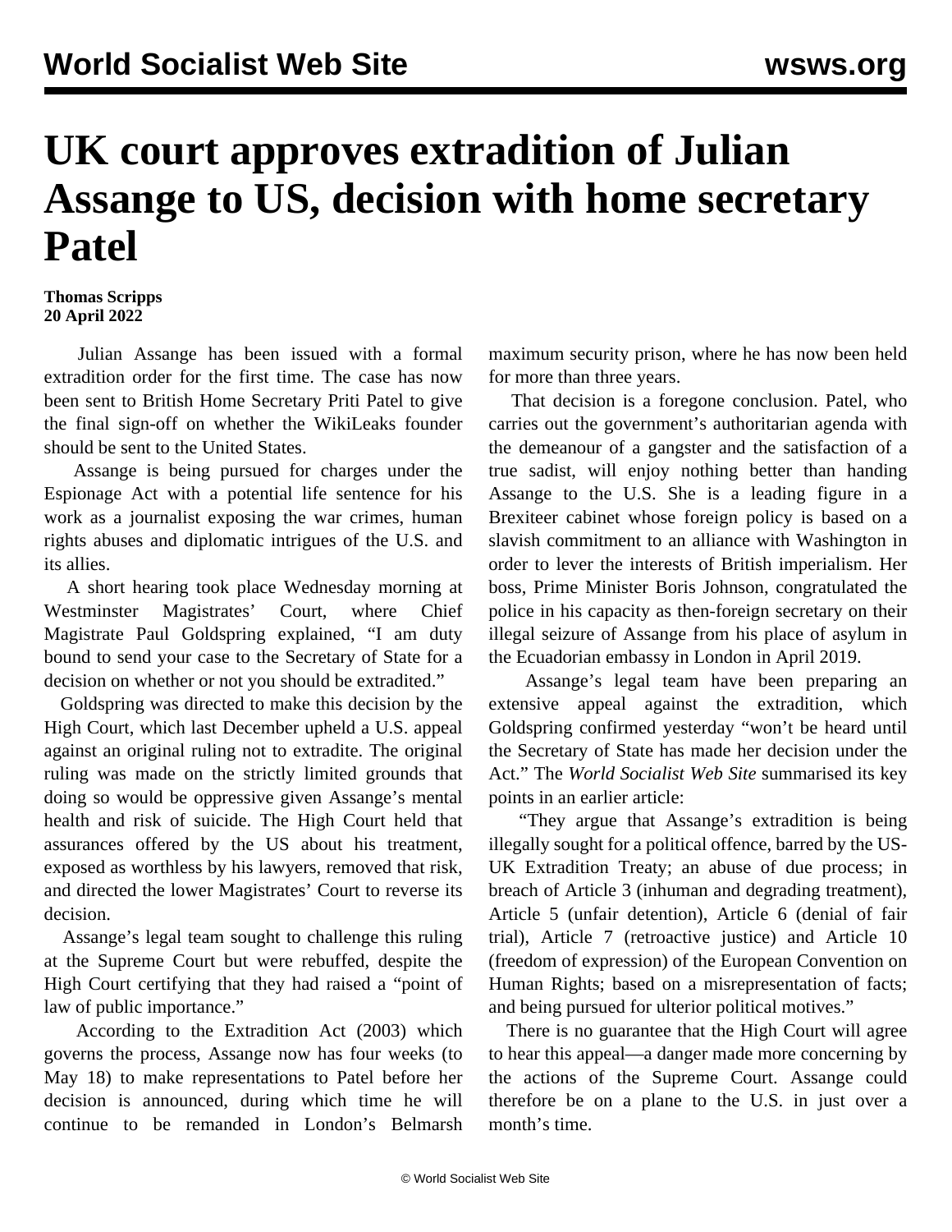# UK court approves extradition of Julian Assange to US, decision with home secretary Patel

**Thomas Scripps**
**20 April 2022**

Julian Assange has been issued with a formal extradition order for the first time. The case has now been sent to British Home Secretary Priti Patel to give the final sign-off on whether the WikiLeaks founder should be sent to the United States.

Assange is being pursued for charges under the Espionage Act with a potential life sentence for his work as a journalist exposing the war crimes, human rights abuses and diplomatic intrigues of the U.S. and its allies.

A short hearing took place Wednesday morning at Westminster Magistrates' Court, where Chief Magistrate Paul Goldspring explained, "I am duty bound to send your case to the Secretary of State for a decision on whether or not you should be extradited."

Goldspring was directed to make this decision by the High Court, which last December upheld a U.S. appeal against an original ruling not to extradite. The original ruling was made on the strictly limited grounds that doing so would be oppressive given Assange's mental health and risk of suicide. The High Court held that assurances offered by the US about his treatment, exposed as worthless by his lawyers, removed that risk, and directed the lower Magistrates' Court to reverse its decision.

Assange's legal team sought to challenge this ruling at the Supreme Court but were rebuffed, despite the High Court certifying that they had raised a "point of law of public importance."

According to the Extradition Act (2003) which governs the process, Assange now has four weeks (to May 18) to make representations to Patel before her decision is announced, during which time he will continue to be remanded in London's Belmarsh maximum security prison, where he has now been held for more than three years.

That decision is a foregone conclusion. Patel, who carries out the government's authoritarian agenda with the demeanour of a gangster and the satisfaction of a true sadist, will enjoy nothing better than handing Assange to the U.S. She is a leading figure in a Brexiteer cabinet whose foreign policy is based on a slavish commitment to an alliance with Washington in order to lever the interests of British imperialism. Her boss, Prime Minister Boris Johnson, congratulated the police in his capacity as then-foreign secretary on their illegal seizure of Assange from his place of asylum in the Ecuadorian embassy in London in April 2019.

Assange's legal team have been preparing an extensive appeal against the extradition, which Goldspring confirmed yesterday "won't be heard until the Secretary of State has made her decision under the Act." The *World Socialist Web Site* summarised its key points in an earlier article:

"They argue that Assange's extradition is being illegally sought for a political offence, barred by the US-UK Extradition Treaty; an abuse of due process; in breach of Article 3 (inhuman and degrading treatment), Article 5 (unfair detention), Article 6 (denial of fair trial), Article 7 (retroactive justice) and Article 10 (freedom of expression) of the European Convention on Human Rights; based on a misrepresentation of facts; and being pursued for ulterior political motives."

There is no guarantee that the High Court will agree to hear this appeal—a danger made more concerning by the actions of the Supreme Court. Assange could therefore be on a plane to the U.S. in just over a month's time.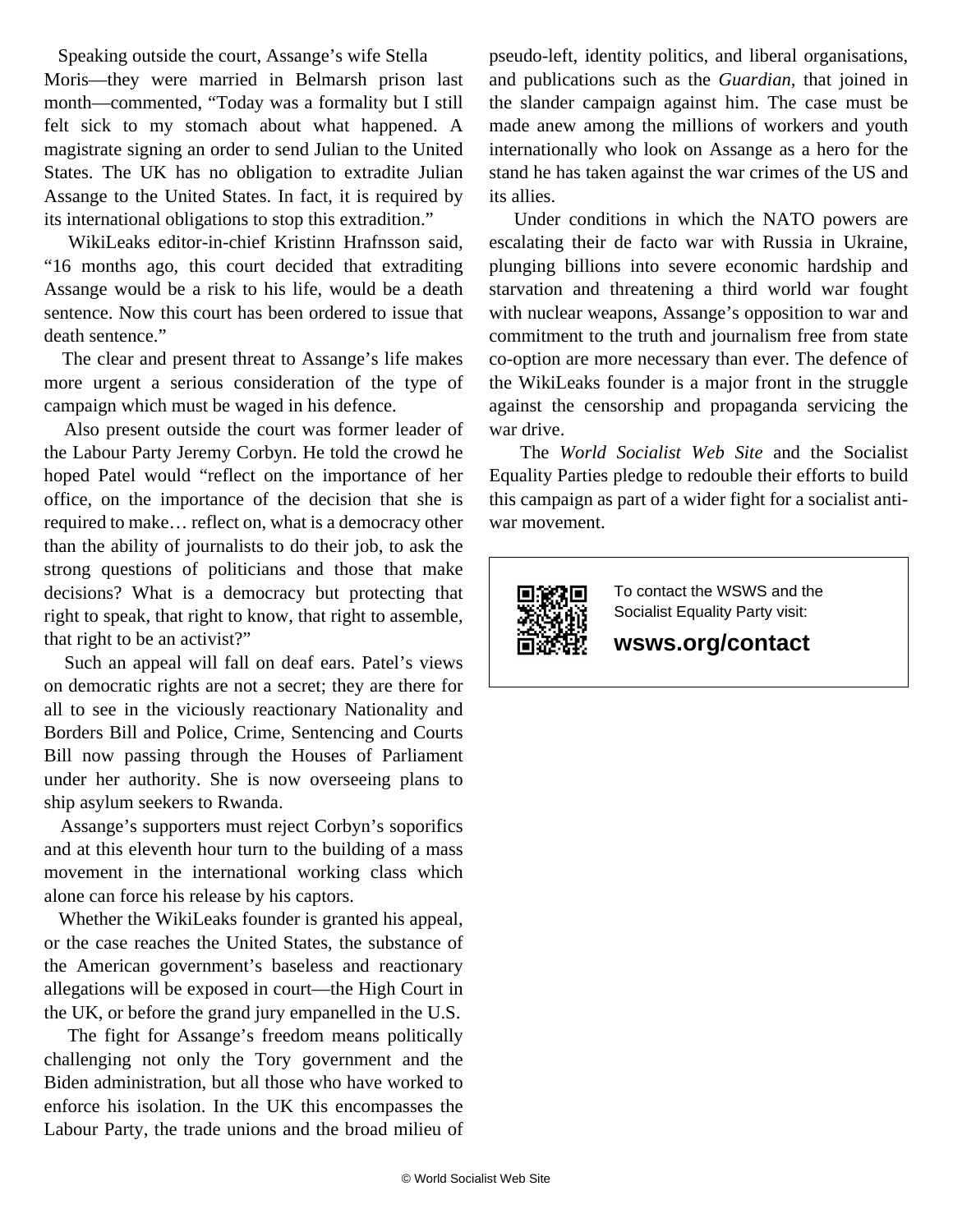Speaking outside the court, Assange's wife Stella Moris—they were married in Belmarsh prison last month—commented, "Today was a formality but I still felt sick to my stomach about what happened. A magistrate signing an order to send Julian to the United States. The UK has no obligation to extradite Julian Assange to the United States. In fact, it is required by its international obligations to stop this extradition."

WikiLeaks editor-in-chief Kristinn Hrafnsson said, "16 months ago, this court decided that extraditing Assange would be a risk to his life, would be a death sentence. Now this court has been ordered to issue that death sentence."

The clear and present threat to Assange's life makes more urgent a serious consideration of the type of campaign which must be waged in his defence.

Also present outside the court was former leader of the Labour Party Jeremy Corbyn. He told the crowd he hoped Patel would "reflect on the importance of her office, on the importance of the decision that she is required to make… reflect on, what is a democracy other than the ability of journalists to do their job, to ask the strong questions of politicians and those that make decisions? What is a democracy but protecting that right to speak, that right to know, that right to assemble, that right to be an activist?"

Such an appeal will fall on deaf ears. Patel's views on democratic rights are not a secret; they are there for all to see in the viciously reactionary Nationality and Borders Bill and Police, Crime, Sentencing and Courts Bill now passing through the Houses of Parliament under her authority. She is now overseeing plans to ship asylum seekers to Rwanda.

Assange's supporters must reject Corbyn's soporifics and at this eleventh hour turn to the building of a mass movement in the international working class which alone can force his release by his captors.

Whether the WikiLeaks founder is granted his appeal, or the case reaches the United States, the substance of the American government's baseless and reactionary allegations will be exposed in court—the High Court in the UK, or before the grand jury empanelled in the U.S.

The fight for Assange's freedom means politically challenging not only the Tory government and the Biden administration, but all those who have worked to enforce his isolation. In the UK this encompasses the Labour Party, the trade unions and the broad milieu of pseudo-left, identity politics, and liberal organisations, and publications such as the *Guardian*, that joined in the slander campaign against him. The case must be made anew among the millions of workers and youth internationally who look on Assange as a hero for the stand he has taken against the war crimes of the US and its allies.

Under conditions in which the NATO powers are escalating their de facto war with Russia in Ukraine, plunging billions into severe economic hardship and starvation and threatening a third world war fought with nuclear weapons, Assange's opposition to war and commitment to the truth and journalism free from state co-option are more necessary than ever. The defence of the WikiLeaks founder is a major front in the struggle against the censorship and propaganda servicing the war drive.

The *World Socialist Web Site* and the Socialist Equality Parties pledge to redouble their efforts to build this campaign as part of a wider fight for a socialist anti-war movement.

To contact the WSWS and the Socialist Equality Party visit:

**wsws.org/contact**